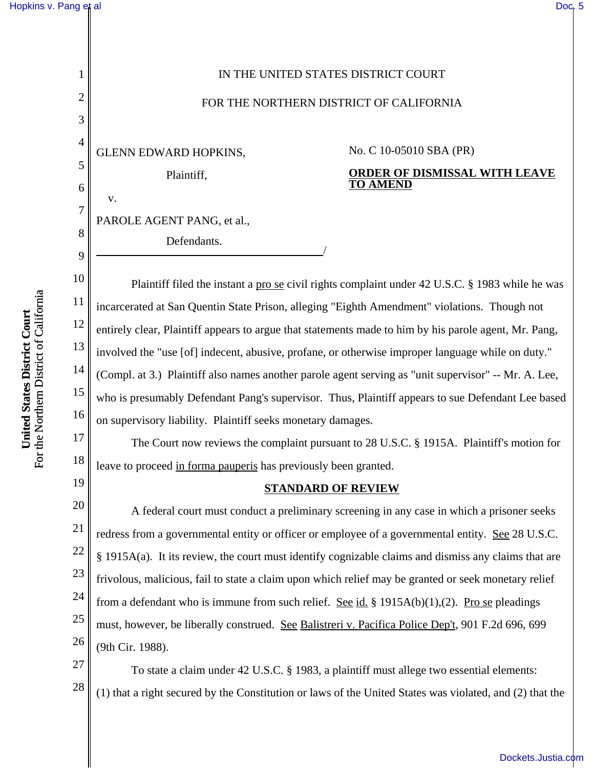IN THE UNITED STATES DISTRICT COURT

FOR THE NORTHERN DISTRICT OF CALIFORNIA

GLENN EDWARD HOPKINS,

Plaintiff,

v.

PAROLE AGENT PANG, et al.,

Defendants.

/

No. C 10-05010 SBA (PR)

**ORDER OF DISMISSAL WITH LEAVE TO AMEND**

Plaintiff filed the instant a pro se civil rights complaint under 42 U.S.C. § 1983 while he was incarcerated at San Quentin State Prison, alleging "Eighth Amendment" violations. Though not entirely clear, Plaintiff appears to argue that statements made to him by his parole agent, Mr. Pang, involved the "use [of] indecent, abusive, profane, or otherwise improper language while on duty." (Compl. at 3.) Plaintiff also names another parole agent serving as "unit supervisor" -- Mr. A. Lee, who is presumably Defendant Pang's supervisor. Thus, Plaintiff appears to sue Defendant Lee based on supervisory liability. Plaintiff seeks monetary damages.

The Court now reviews the complaint pursuant to 28 U.S.C. § 1915A. Plaintiff's motion for leave to proceed in forma pauperis has previously been granted.

## STANDARD OF REVIEW

A federal court must conduct a preliminary screening in any case in which a prisoner seeks redress from a governmental entity or officer or employee of a governmental entity. See 28 U.S.C. § 1915A(a). It its review, the court must identify cognizable claims and dismiss any claims that are frivolous, malicious, fail to state a claim upon which relief may be granted or seek monetary relief from a defendant who is immune from such relief. See id. § 1915A(b)(1),(2). Pro se pleadings must, however, be liberally construed. See Balistreri v. Pacifica Police Dep't, 901 F.2d 696, 699 (9th Cir. 1988).

To state a claim under 42 U.S.C. § 1983, a plaintiff must allege two essential elements: (1) that a right secured by the Constitution or laws of the United States was violated, and (2) that the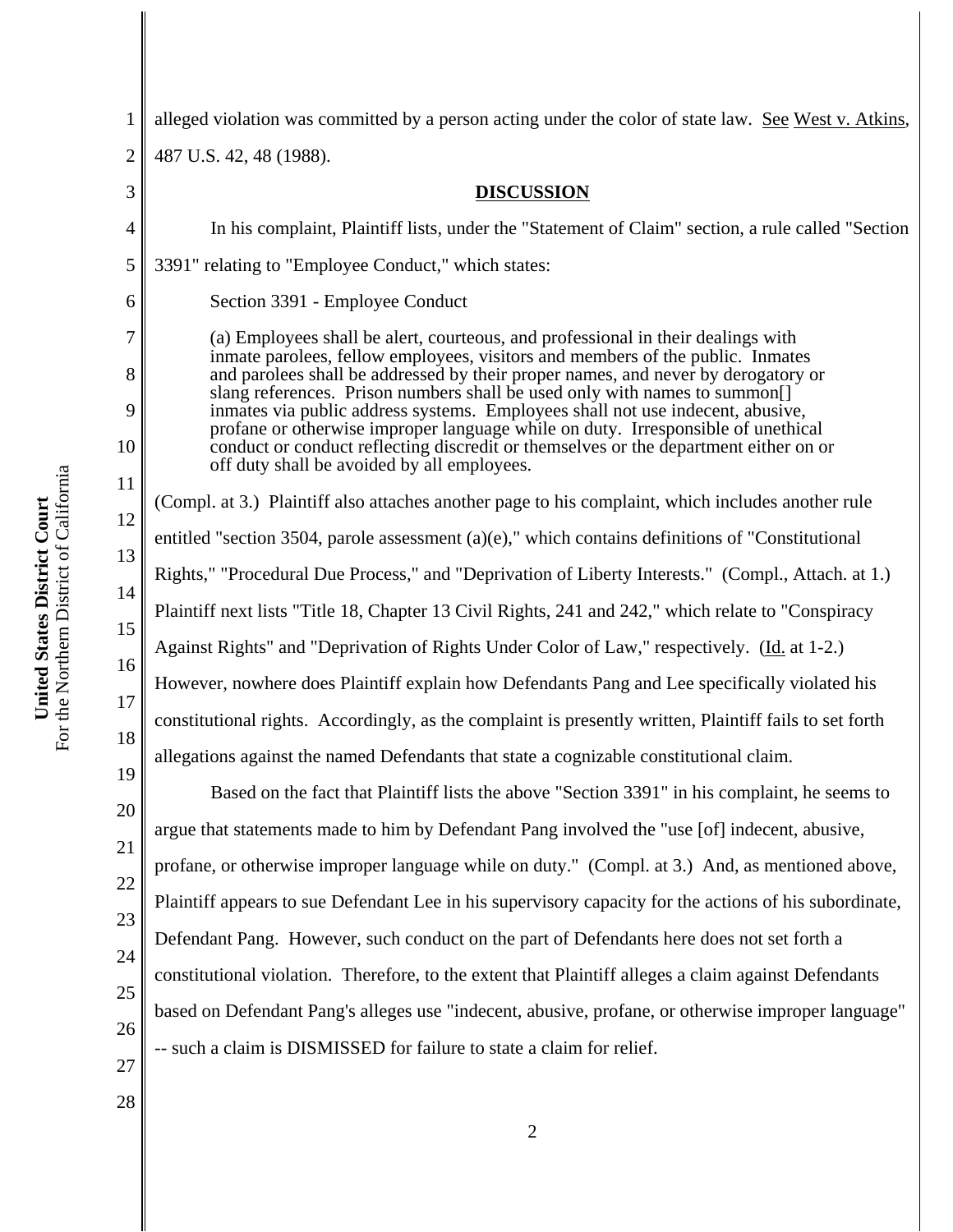alleged violation was committed by a person acting under the color of state law. See West v. Atkins, 487 U.S. 42, 48 (1988).

## DISCUSSION

In his complaint, Plaintiff lists, under the "Statement of Claim" section, a rule called "Section 3391" relating to "Employee Conduct," which states:

> Section 3391 - Employee Conduct
>
> (a) Employees shall be alert, courteous, and professional in their dealings with inmate parolees, fellow employees, visitors and members of the public. Inmates and parolees shall be addressed by their proper names, and never by derogatory or slang references. Prison numbers shall be used only with names to summon[] inmates via public address systems. Employees shall not use indecent, abusive, profane or otherwise improper language while on duty. Irresponsible of unethical conduct or conduct reflecting discredit or themselves or the department either on or off duty shall be avoided by all employees.

(Compl. at 3.) Plaintiff also attaches another page to his complaint, which includes another rule entitled "section 3504, parole assessment (a)(e)," which contains definitions of "Constitutional Rights," "Procedural Due Process," and "Deprivation of Liberty Interests." (Compl., Attach. at 1.) Plaintiff next lists "Title 18, Chapter 13 Civil Rights, 241 and 242," which relate to "Conspiracy Against Rights" and "Deprivation of Rights Under Color of Law," respectively. (Id. at 1-2.) However, nowhere does Plaintiff explain how Defendants Pang and Lee specifically violated his constitutional rights. Accordingly, as the complaint is presently written, Plaintiff fails to set forth allegations against the named Defendants that state a cognizable constitutional claim.

Based on the fact that Plaintiff lists the above "Section 3391" in his complaint, he seems to argue that statements made to him by Defendant Pang involved the "use [of] indecent, abusive, profane, or otherwise improper language while on duty." (Compl. at 3.) And, as mentioned above, Plaintiff appears to sue Defendant Lee in his supervisory capacity for the actions of his subordinate, Defendant Pang. However, such conduct on the part of Defendants here does not set forth a constitutional violation. Therefore, to the extent that Plaintiff alleges a claim against Defendants based on Defendant Pang's alleges use "indecent, abusive, profane, or otherwise improper language" -- such a claim is DISMISSED for failure to state a claim for relief.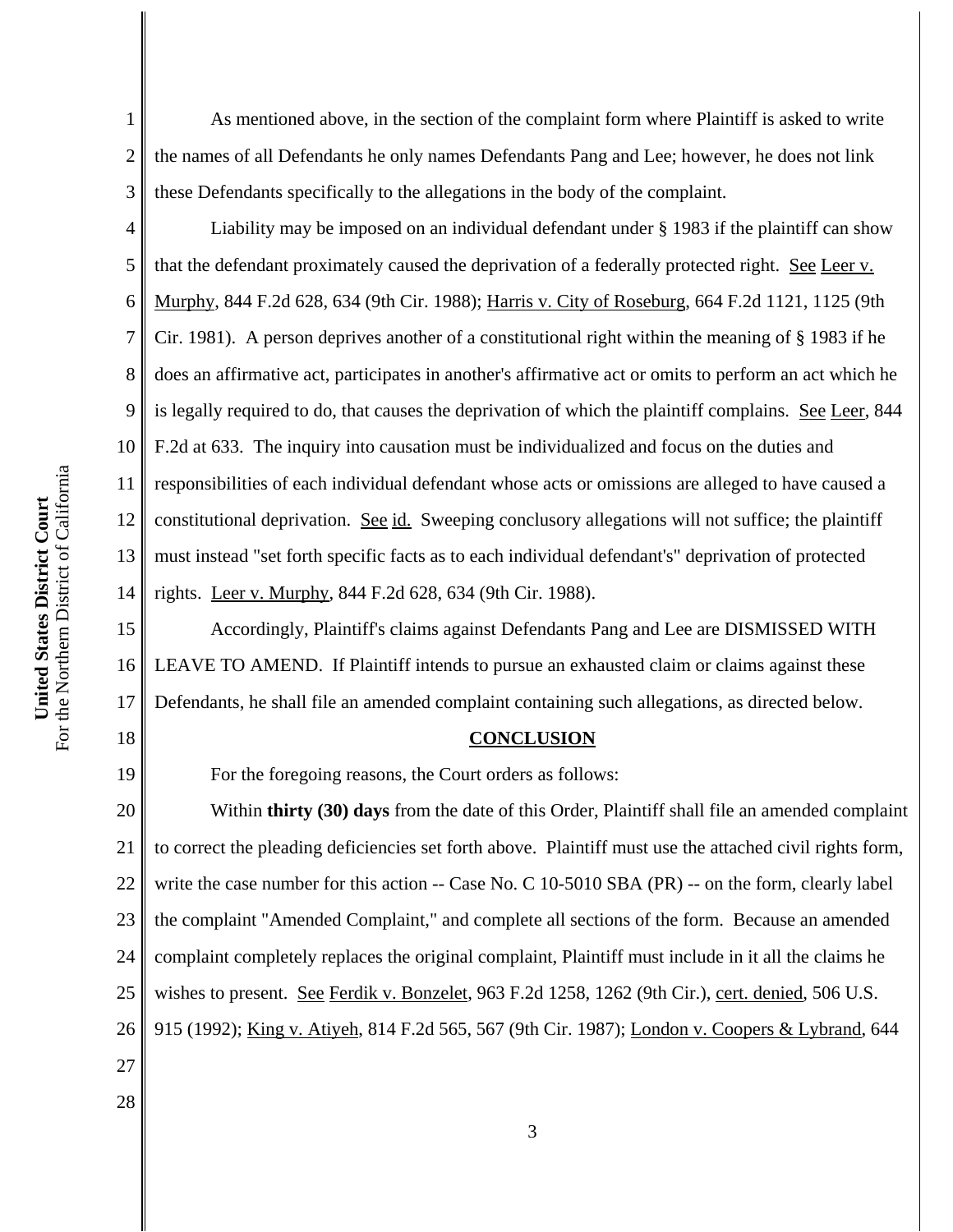As mentioned above, in the section of the complaint form where Plaintiff is asked to write the names of all Defendants he only names Defendants Pang and Lee; however, he does not link these Defendants specifically to the allegations in the body of the complaint.

Liability may be imposed on an individual defendant under § 1983 if the plaintiff can show that the defendant proximately caused the deprivation of a federally protected right. See Leer v. Murphy, 844 F.2d 628, 634 (9th Cir. 1988); Harris v. City of Roseburg, 664 F.2d 1121, 1125 (9th Cir. 1981). A person deprives another of a constitutional right within the meaning of § 1983 if he does an affirmative act, participates in another's affirmative act or omits to perform an act which he is legally required to do, that causes the deprivation of which the plaintiff complains. See Leer, 844 F.2d at 633. The inquiry into causation must be individualized and focus on the duties and responsibilities of each individual defendant whose acts or omissions are alleged to have caused a constitutional deprivation. See id. Sweeping conclusory allegations will not suffice; the plaintiff must instead "set forth specific facts as to each individual defendant's" deprivation of protected rights. Leer v. Murphy, 844 F.2d 628, 634 (9th Cir. 1988).

Accordingly, Plaintiff's claims against Defendants Pang and Lee are DISMISSED WITH LEAVE TO AMEND. If Plaintiff intends to pursue an exhausted claim or claims against these Defendants, he shall file an amended complaint containing such allegations, as directed below.

## CONCLUSION

For the foregoing reasons, the Court orders as follows:

Within **thirty (30) days** from the date of this Order, Plaintiff shall file an amended complaint to correct the pleading deficiencies set forth above. Plaintiff must use the attached civil rights form, write the case number for this action -- Case No. C 10-5010 SBA (PR) -- on the form, clearly label the complaint "Amended Complaint," and complete all sections of the form. Because an amended complaint completely replaces the original complaint, Plaintiff must include in it all the claims he wishes to present. See Ferdik v. Bonzelet, 963 F.2d 1258, 1262 (9th Cir.), cert. denied, 506 U.S. 915 (1992); King v. Atiyeh, 814 F.2d 565, 567 (9th Cir. 1987); London v. Coopers & Lybrand, 644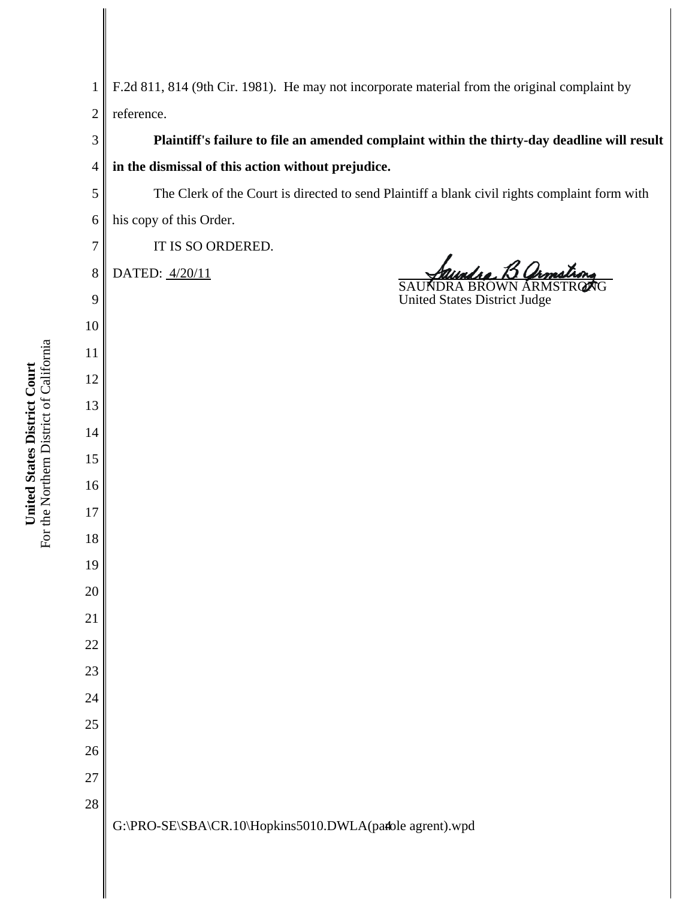F.2d 811, 814 (9th Cir. 1981). He may not incorporate material from the original complaint by reference.

**Plaintiff's failure to file an amended complaint within the thirty-day deadline will result in the dismissal of this action without prejudice.**

The Clerk of the Court is directed to send Plaintiff a blank civil rights complaint form with his copy of this Order.

IT IS SO ORDERED.

DATED: 4/20/11

SAUNDRA BROWN ARMSTRONG
United States District Judge

G:\PRO-SE\SBA\CR.10\Hopkins5010.DWLA(parole agrent).wpd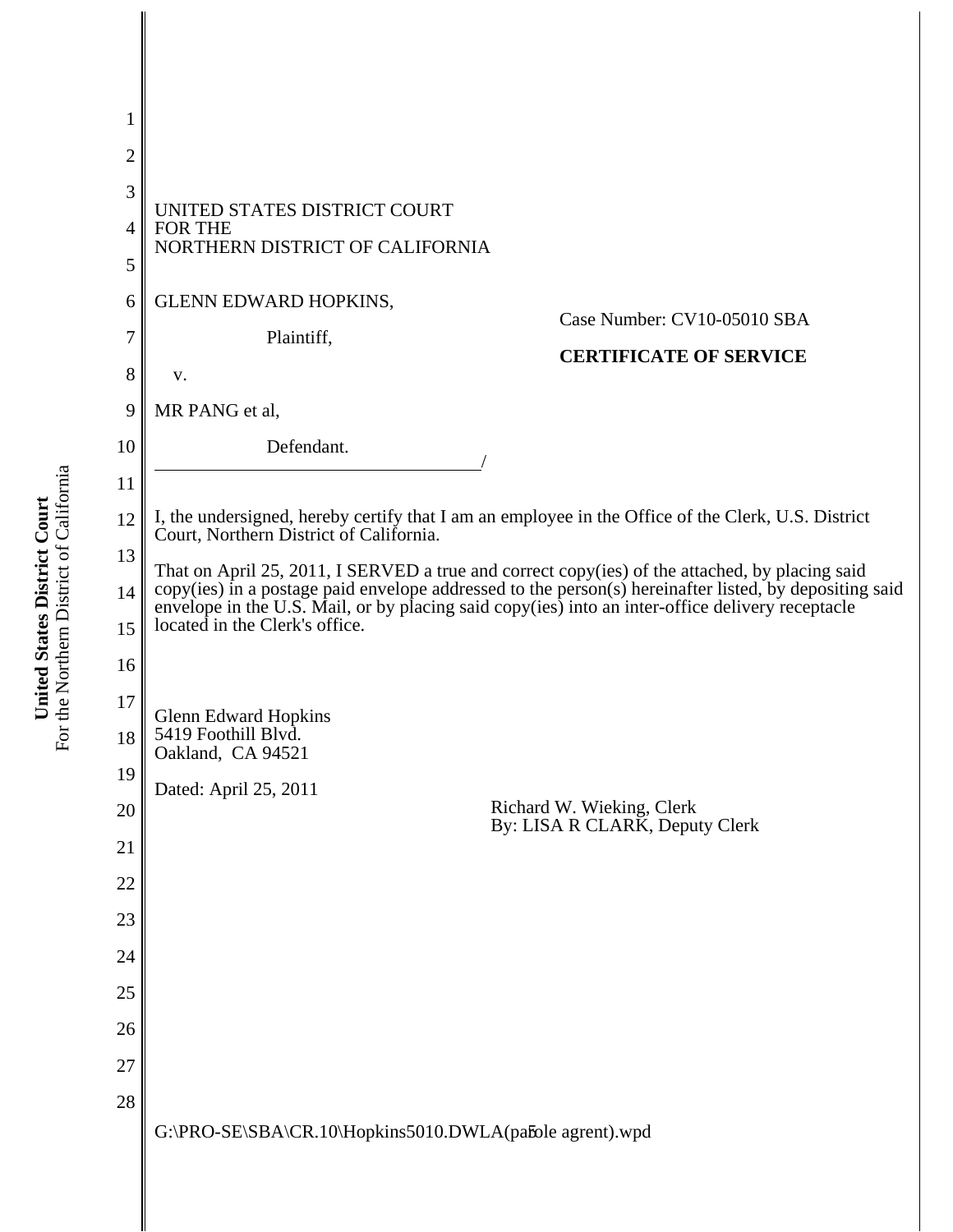UNITED STATES DISTRICT COURT
FOR THE
NORTHERN DISTRICT OF CALIFORNIA

GLENN EDWARD HOPKINS,

Plaintiff,

v.

MR PANG et al,

Defendant.
_____________________________________/

Case Number: CV10-05010 SBA

**CERTIFICATE OF SERVICE**

I, the undersigned, hereby certify that I am an employee in the Office of the Clerk, U.S. District Court, Northern District of California.

That on April 25, 2011, I SERVED a true and correct copy(ies) of the attached, by placing said copy(ies) in a postage paid envelope addressed to the person(s) hereinafter listed, by depositing said envelope in the U.S. Mail, or by placing said copy(ies) into an inter-office delivery receptacle located in the Clerk's office.

Glenn Edward Hopkins
5419 Foothill Blvd.
Oakland, CA 94521

Dated: April 25, 2011

Richard W. Wieking, Clerk
By: LISA R CLARK, Deputy Clerk

G:\PRO-SE\SBA\CR.10\Hopkins5010.DWLA(parole agrent).wpd